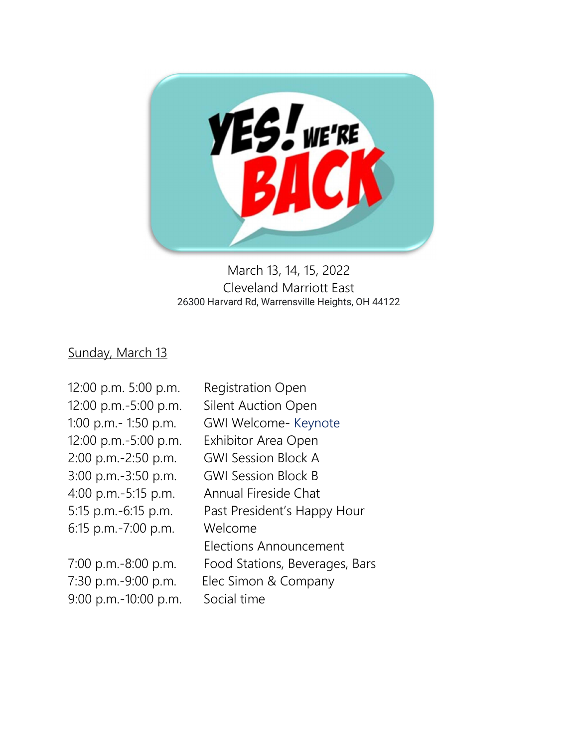# YES! WE'RE BACK

March 13, 14, 15, 2022
Cleveland Marriott East
26300 Harvard Rd, Warrensville Heights, OH 44122

## Sunday, March 13

| Time | Event |
| --- | --- |
| 12:00 p.m. 5:00 p.m. | Registration Open |
| 12:00 p.m.-5:00 p.m. | Silent Auction Open |
| 1:00 p.m.- 1:50 p.m. | GWI Welcome- Keynote |
| 12:00 p.m.-5:00 p.m. | Exhibitor Area Open |
| 2:00 p.m.-2:50 p.m. | GWI Session Block A |
| 3:00 p.m.-3:50 p.m. | GWI Session Block B |
| 4:00 p.m.-5:15 p.m. | Annual Fireside Chat |
| 5:15 p.m.-6:15 p.m. | Past President's Happy Hour |
| 6:15 p.m.-7:00 p.m. | Welcome<br>Elections Announcement |
| 7:00 p.m.-8:00 p.m. | Food Stations, Beverages, Bars |
| 7:30 p.m.-9:00 p.m. | Elec Simon & Company |
| 9:00 p.m.-10:00 p.m. | Social time |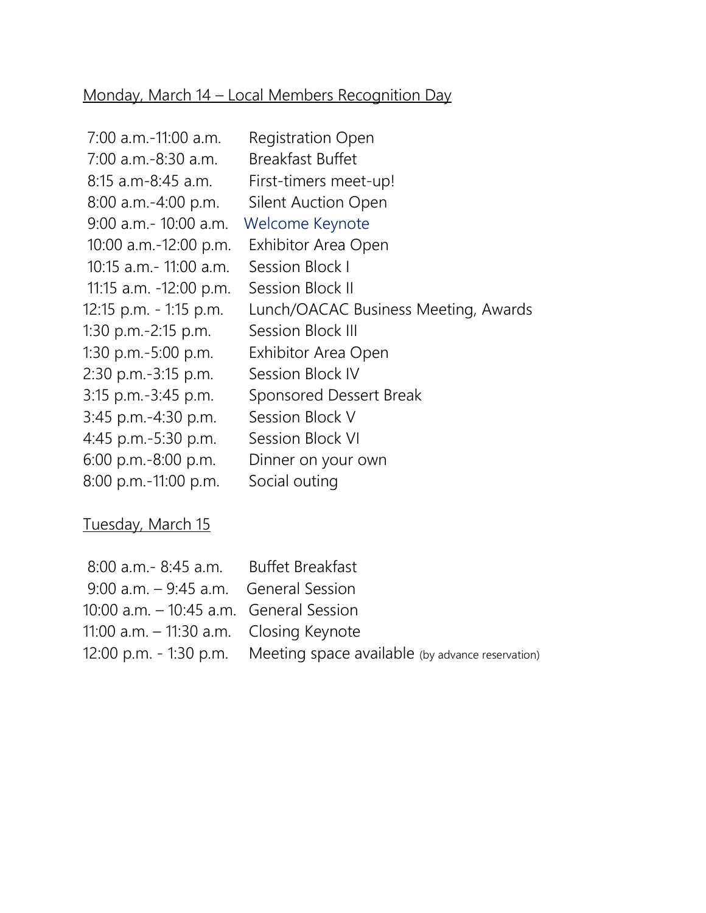Monday, March 14 – Local Members Recognition Day

| | |
|---|---|
| 7:00 a.m.-11:00 a.m. | Registration Open |
| 7:00 a.m.-8:30 a.m. | Breakfast Buffet |
| 8:15 a.m-8:45 a.m. | First-timers meet-up! |
| 8:00 a.m.-4:00 p.m. | Silent Auction Open |
| 9:00 a.m.- 10:00 a.m. | Welcome Keynote |
| 10:00 a.m.-12:00 p.m. | Exhibitor Area Open |
| 10:15 a.m.- 11:00 a.m. | Session Block I |
| 11:15 a.m. -12:00 p.m. | Session Block II |
| 12:15 p.m. - 1:15 p.m. | Lunch/OACAC Business Meeting, Awards |
| 1:30 p.m.-2:15 p.m. | Session Block III |
| 1:30 p.m.-5:00 p.m. | Exhibitor Area Open |
| 2:30 p.m.-3:15 p.m. | Session Block IV |
| 3:15 p.m.-3:45 p.m. | Sponsored Dessert Break |
| 3:45 p.m.-4:30 p.m. | Session Block V |
| 4:45 p.m.-5:30 p.m. | Session Block VI |
| 6:00 p.m.-8:00 p.m. | Dinner on your own |
| 8:00 p.m.-11:00 p.m. | Social outing |

Tuesday, March 15

| | |
|---|---|
| 8:00 a.m.- 8:45 a.m. | Buffet Breakfast |
| 9:00 a.m. – 9:45 a.m. | General Session |
| 10:00 a.m. – 10:45 a.m. | General Session |
| 11:00 a.m. – 11:30 a.m. | Closing Keynote |
| 12:00 p.m. - 1:30 p.m. | Meeting space available (by advance reservation) |